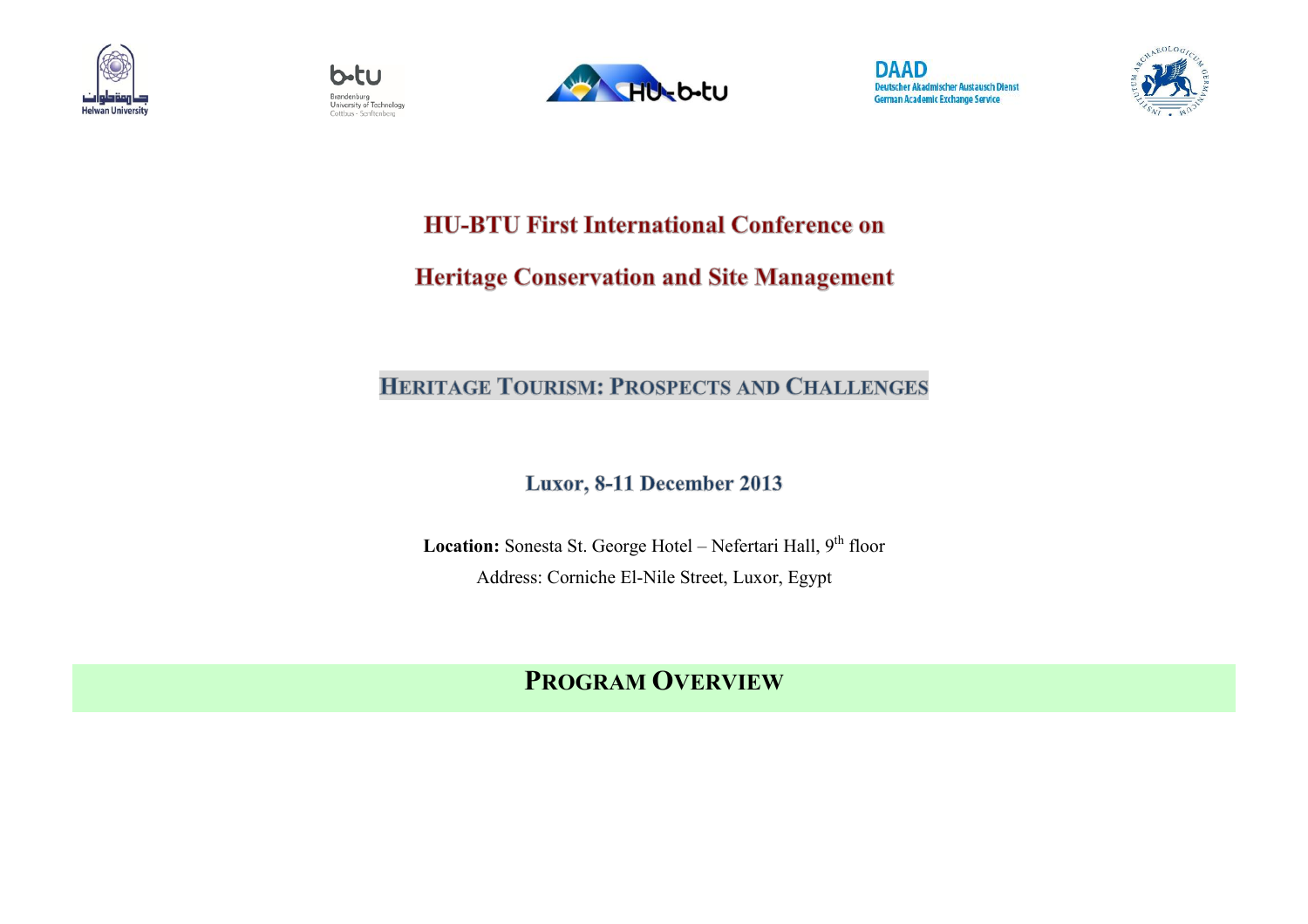# HU-BTU First International Conference on

# Heritage Conservation and Site Management

## HERITAGE TOURISM: PROSPECTS AND CHALLENGES

### Luxor, 8-11 December 2013

**Location:** Sonesta St. George Hotel – Nefertari Hall, 9th floor

Address: Corniche El-Nile Street, Luxor, Egypt

## PROGRAM OVERVIEW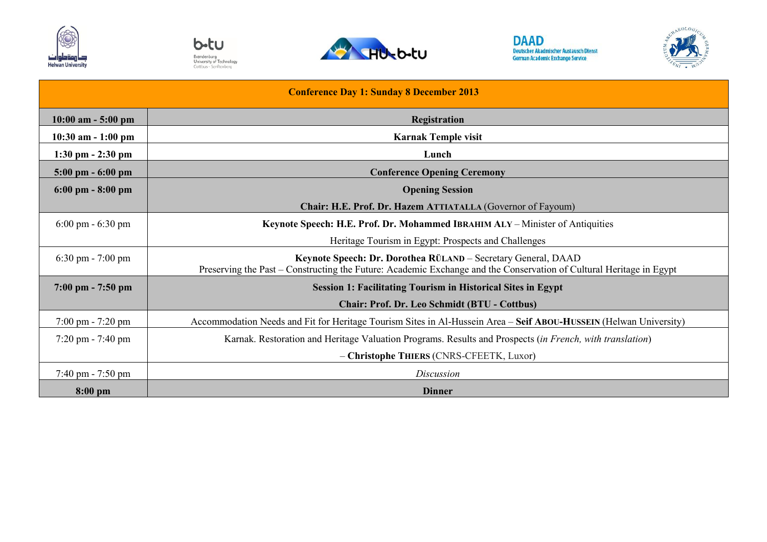| Conference Day 1: Sunday 8 December 2013 | |
|---|---|
| **10:00 am - 5:00 pm** | **Registration** |
| **10:30 am - 1:00 pm** | **Karnak Temple visit** |
| **1:30 pm - 2:30 pm** | **Lunch** |
| **5:00 pm - 6:00 pm** | **Conference Opening Ceremony** |
| **6:00 pm - 8:00 pm** | **Opening Session**<br>**Chair: H.E. Prof. Dr. Hazem ATTIATALLA** (Governor of Fayoum) |
| 6:00 pm - 6:30 pm | **Keynote Speech: H.E. Prof. Dr. Mohammed IBRAHIM ALY** – Minister of Antiquities<br>Heritage Tourism in Egypt: Prospects and Challenges |
| 6:30 pm - 7:00 pm | **Keynote Speech: Dr. Dorothea RÜLAND** – Secretary General, DAAD<br>Preserving the Past – Constructing the Future: Academic Exchange and the Conservation of Cultural Heritage in Egypt |
| **7:00 pm - 7:50 pm** | **Session 1: Facilitating Tourism in Historical Sites in Egypt**<br>**Chair: Prof. Dr. Leo Schmidt (BTU - Cottbus)** |
| 7:00 pm - 7:20 pm | Accommodation Needs and Fit for Heritage Tourism Sites in Al-Hussein Area – **Seif ABOU-HUSSEIN** (Helwan University) |
| 7:20 pm - 7:40 pm | Karnak. Restoration and Heritage Valuation Programs. Results and Prospects (*in French, with translation*)<br>– **Christophe THIERS** (CNRS-CFEETK, Luxor) |
| 7:40 pm - 7:50 pm | *Discussion* |
| **8:00 pm** | **Dinner** |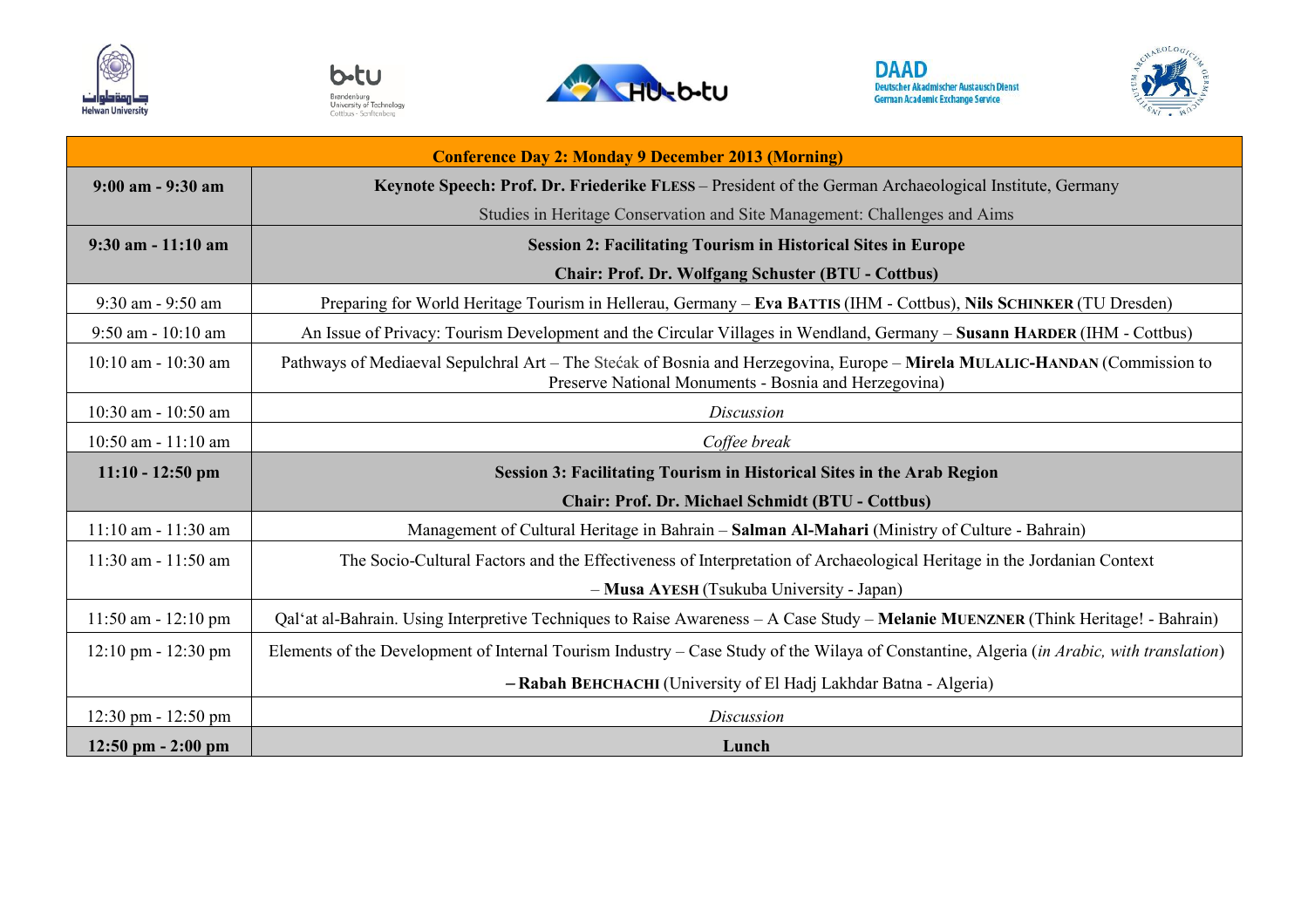| Conference Day 2: Monday 9 December 2013 (Morning) | |
|---|---|
| **9:00 am - 9:30 am** | **Keynote Speech: Prof. Dr. Friederike FLESS** – President of the German Archaeological Institute, Germany<br>Studies in Heritage Conservation and Site Management: Challenges and Aims |
| **9:30 am - 11:10 am** | **Session 2: Facilitating Tourism in Historical Sites in Europe**<br>**Chair: Prof. Dr. Wolfgang Schuster (BTU - Cottbus)** |
| 9:30 am - 9:50 am | Preparing for World Heritage Tourism in Hellerau, Germany – **Eva BATTIS** (IHM - Cottbus), **Nils SCHINKER** (TU Dresden) |
| 9:50 am - 10:10 am | An Issue of Privacy: Tourism Development and the Circular Villages in Wendland, Germany – **Susann HARDER** (IHM - Cottbus) |
| 10:10 am - 10:30 am | Pathways of Mediaeval Sepulchral Art – The Stećak of Bosnia and Herzegovina, Europe – **Mirela MULALIC-HANDAN** (Commission to Preserve National Monuments - Bosnia and Herzegovina) |
| 10:30 am - 10:50 am | *Discussion* |
| 10:50 am - 11:10 am | *Coffee break* |
| **11:10 - 12:50 pm** | **Session 3: Facilitating Tourism in Historical Sites in the Arab Region**<br>**Chair: Prof. Dr. Michael Schmidt (BTU - Cottbus)** |
| 11:10 am - 11:30 am | Management of Cultural Heritage in Bahrain – **Salman Al-Mahari** (Ministry of Culture - Bahrain) |
| 11:30 am - 11:50 am | The Socio-Cultural Factors and the Effectiveness of Interpretation of Archaeological Heritage in the Jordanian Context<br>– **Musa AYESH** (Tsukuba University - Japan) |
| 11:50 am - 12:10 pm | Qal'at al-Bahrain. Using Interpretive Techniques to Raise Awareness – A Case Study – **Melanie MUENZNER** (Think Heritage! - Bahrain) |
| 12:10 pm - 12:30 pm | Elements of the Development of Internal Tourism Industry – Case Study of the Wilaya of Constantine, Algeria (*in Arabic, with translation*)<br>– **Rabah BEHCHACHI** (University of El Hadj Lakhdar Batna - Algeria) |
| 12:30 pm - 12:50 pm | *Discussion* |
| **12:50 pm - 2:00 pm** | **Lunch** |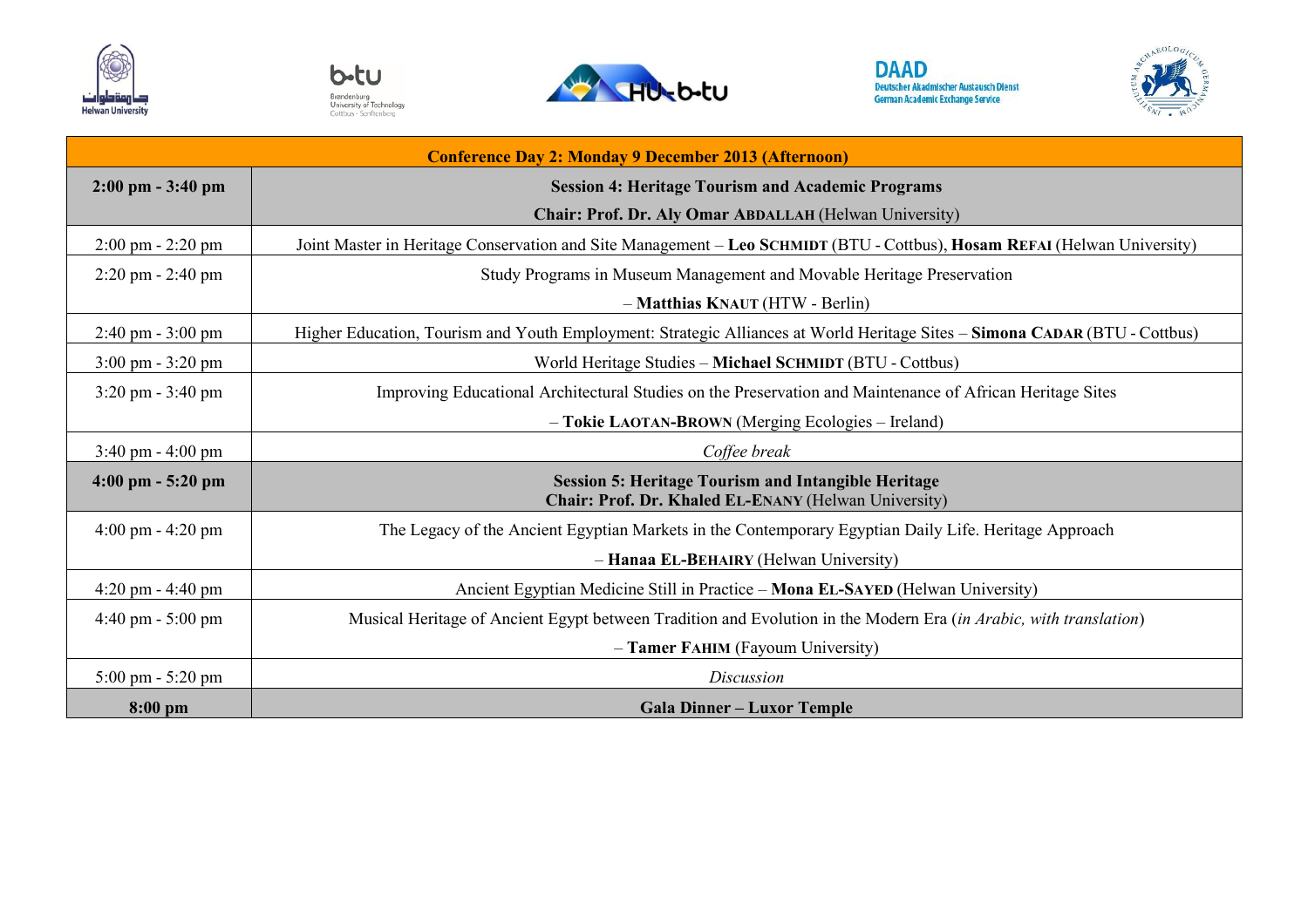| Conference Day 2: Monday 9 December 2013 (Afternoon) | |
|---|---|
| **2:00 pm - 3:40 pm** | **Session 4: Heritage Tourism and Academic Programs**<br>**Chair: Prof. Dr. Aly Omar ABDALLAH** (Helwan University) |
| 2:00 pm - 2:20 pm | Joint Master in Heritage Conservation and Site Management – **Leo SCHMIDT** (BTU - Cottbus), **Hosam REFAI** (Helwan University) |
| 2:20 pm - 2:40 pm | Study Programs in Museum Management and Movable Heritage Preservation<br>– **Matthias KNAUT** (HTW - Berlin) |
| 2:40 pm - 3:00 pm | Higher Education, Tourism and Youth Employment: Strategic Alliances at World Heritage Sites – **Simona CADAR** (BTU - Cottbus) |
| 3:00 pm - 3:20 pm | World Heritage Studies – **Michael SCHMIDT** (BTU - Cottbus) |
| 3:20 pm - 3:40 pm | Improving Educational Architectural Studies on the Preservation and Maintenance of African Heritage Sites<br>– **Tokie LAOTAN-BROWN** (Merging Ecologies – Ireland) |
| 3:40 pm - 4:00 pm | *Coffee break* |
| **4:00 pm - 5:20 pm** | **Session 5: Heritage Tourism and Intangible Heritage**<br>**Chair: Prof. Dr. Khaled EL-ENANY** (Helwan University) |
| 4:00 pm - 4:20 pm | The Legacy of the Ancient Egyptian Markets in the Contemporary Egyptian Daily Life. Heritage Approach<br>– **Hanaa EL-BEHAIRY** (Helwan University) |
| 4:20 pm - 4:40 pm | Ancient Egyptian Medicine Still in Practice – **Mona EL-SAYED** (Helwan University) |
| 4:40 pm - 5:00 pm | Musical Heritage of Ancient Egypt between Tradition and Evolution in the Modern Era (*in Arabic, with translation*)<br>– **Tamer FAHIM** (Fayoum University) |
| 5:00 pm - 5:20 pm | *Discussion* |
| **8:00 pm** | **Gala Dinner – Luxor Temple** |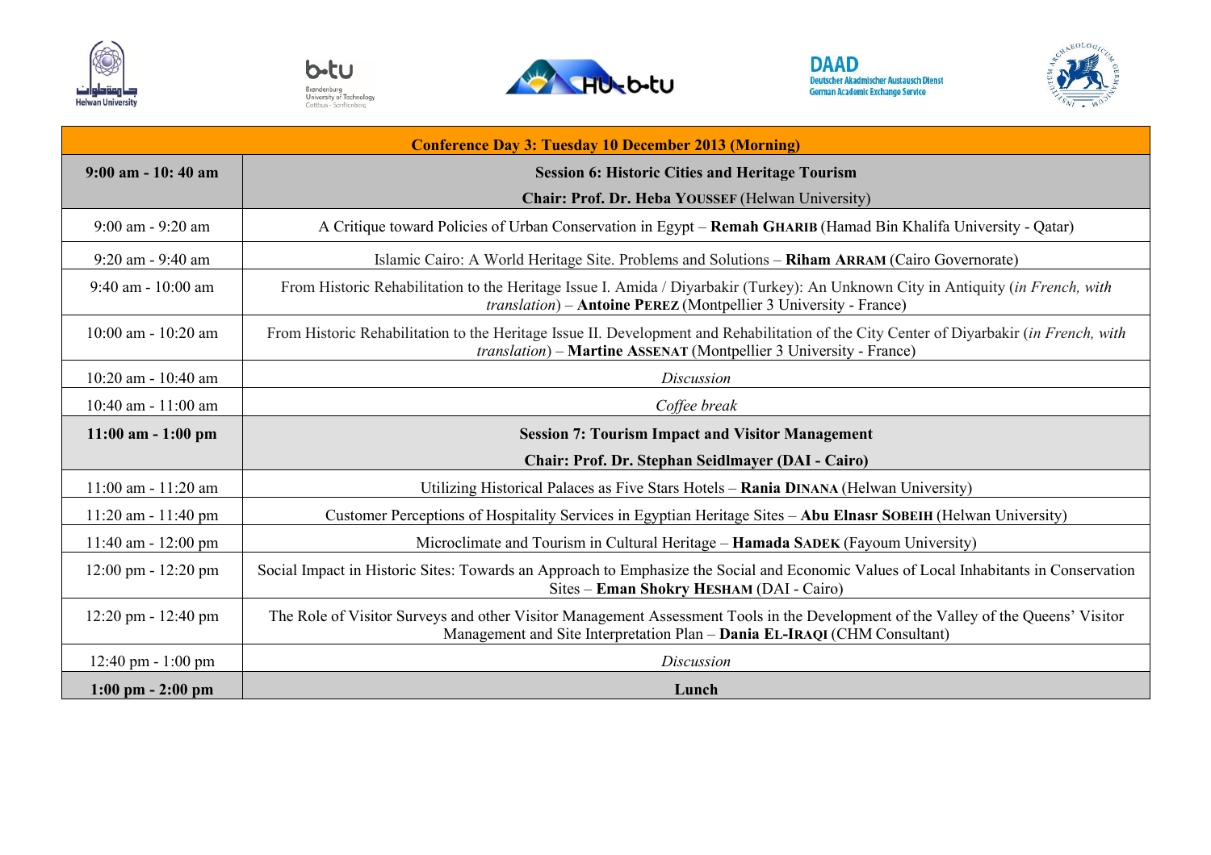| Conference Day 3: Tuesday 10 December 2013 (Morning) | |
|---|---|
| **9:00 am - 10: 40 am** | **Session 6: Historic Cities and Heritage Tourism**<br>**Chair: Prof. Dr. Heba YOUSSEF** (Helwan University) |
| 9:00 am - 9:20 am | A Critique toward Policies of Urban Conservation in Egypt – **Remah GHARIB** (Hamad Bin Khalifa University - Qatar) |
| 9:20 am - 9:40 am | Islamic Cairo: A World Heritage Site. Problems and Solutions – **Riham ARRAM** (Cairo Governorate) |
| 9:40 am - 10:00 am | From Historic Rehabilitation to the Heritage Issue I. Amida / Diyarbakir (Turkey): An Unknown City in Antiquity (*in French, with translation*) – **Antoine PEREZ** (Montpellier 3 University - France) |
| 10:00 am - 10:20 am | From Historic Rehabilitation to the Heritage Issue II. Development and Rehabilitation of the City Center of Diyarbakir (*in French, with translation*) – **Martine ASSENAT** (Montpellier 3 University - France) |
| 10:20 am - 10:40 am | *Discussion* |
| 10:40 am - 11:00 am | *Coffee break* |
| **11:00 am - 1:00 pm** | **Session 7: Tourism Impact and Visitor Management**<br>**Chair: Prof. Dr. Stephan Seidlmayer (DAI - Cairo)** |
| 11:00 am - 11:20 am | Utilizing Historical Palaces as Five Stars Hotels – **Rania DINANA** (Helwan University) |
| 11:20 am - 11:40 pm | Customer Perceptions of Hospitality Services in Egyptian Heritage Sites – **Abu Elnasr SOBEIH** (Helwan University) |
| 11:40 am - 12:00 pm | Microclimate and Tourism in Cultural Heritage – **Hamada SADEK** (Fayoum University) |
| 12:00 pm - 12:20 pm | Social Impact in Historic Sites: Towards an Approach to Emphasize the Social and Economic Values of Local Inhabitants in Conservation Sites – **Eman Shokry HESHAM** (DAI - Cairo) |
| 12:20 pm - 12:40 pm | The Role of Visitor Surveys and other Visitor Management Assessment Tools in the Development of the Valley of the Queens' Visitor Management and Site Interpretation Plan – **Dania EL-IRAQI** (CHM Consultant) |
| 12:40 pm - 1:00 pm | *Discussion* |
| **1:00 pm - 2:00 pm** | **Lunch** |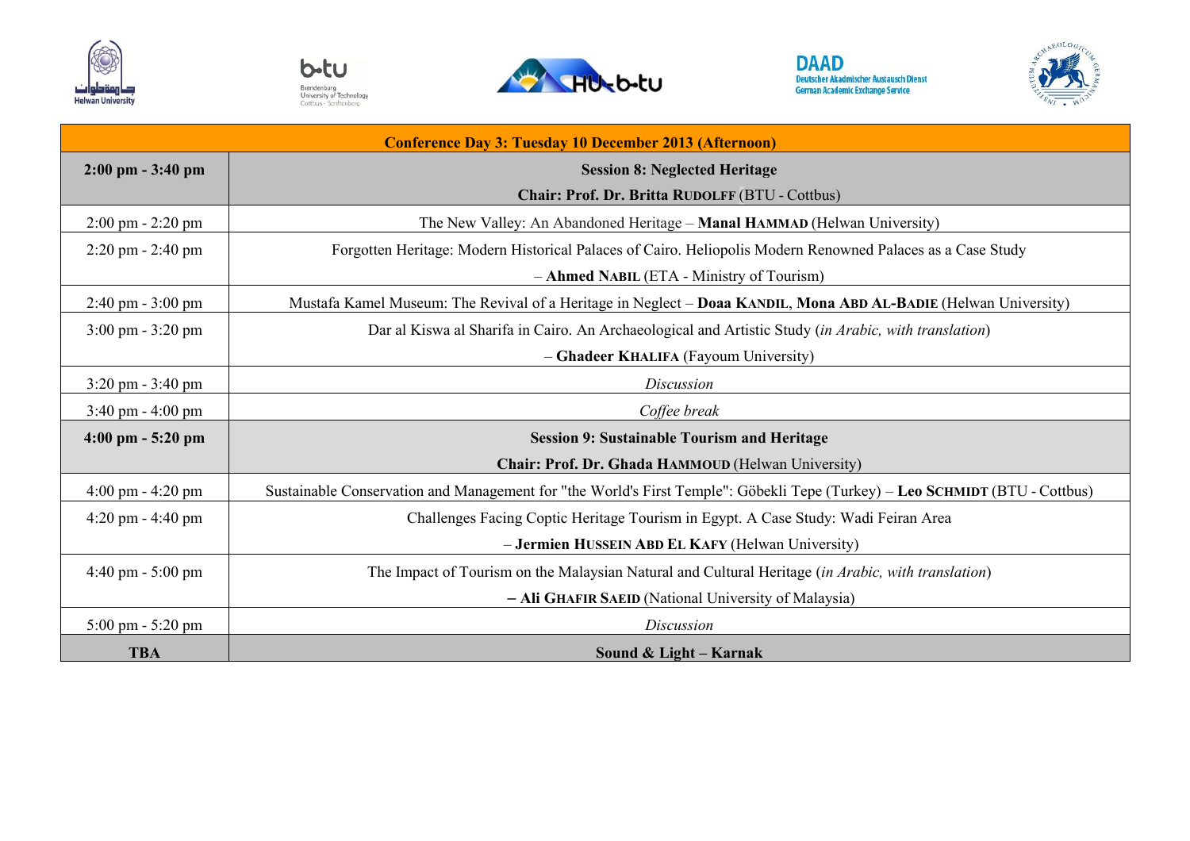| Conference Day 3: Tuesday 10 December 2013 (Afternoon) | |
|---|---|
| **2:00 pm - 3:40 pm** | **Session 8: Neglected Heritage**<br>**Chair: Prof. Dr. Britta RUDOLFF** (BTU - Cottbus) |
| 2:00 pm - 2:20 pm | The New Valley: An Abandoned Heritage – **Manal HAMMAD** (Helwan University) |
| 2:20 pm - 2:40 pm | Forgotten Heritage: Modern Historical Palaces of Cairo. Heliopolis Modern Renowned Palaces as a Case Study – **Ahmed NABIL** (ETA - Ministry of Tourism) |
| 2:40 pm - 3:00 pm | Mustafa Kamel Museum: The Revival of a Heritage in Neglect – **Doaa KANDIL**, **Mona ABD AL-BADIE** (Helwan University) |
| 3:00 pm - 3:20 pm | Dar al Kiswa al Sharifa in Cairo. An Archaeological and Artistic Study (*in Arabic, with translation*) – **Ghadeer KHALIFA** (Fayoum University) |
| 3:20 pm - 3:40 pm | *Discussion* |
| 3:40 pm - 4:00 pm | *Coffee break* |
| **4:00 pm - 5:20 pm** | **Session 9: Sustainable Tourism and Heritage**<br>**Chair: Prof. Dr. Ghada HAMMOUD** (Helwan University) |
| 4:00 pm - 4:20 pm | Sustainable Conservation and Management for "the World's First Temple": Göbekli Tepe (Turkey) – **Leo SCHMIDT** (BTU - Cottbus) |
| 4:20 pm - 4:40 pm | Challenges Facing Coptic Heritage Tourism in Egypt. A Case Study: Wadi Feiran Area – **Jermien HUSSEIN ABD EL KAFY** (Helwan University) |
| 4:40 pm - 5:00 pm | The Impact of Tourism on the Malaysian Natural and Cultural Heritage (*in Arabic, with translation*) **– Ali GHAFIR SAEID** (National University of Malaysia) |
| 5:00 pm - 5:20 pm | *Discussion* |
| **TBA** | **Sound & Light – Karnak** |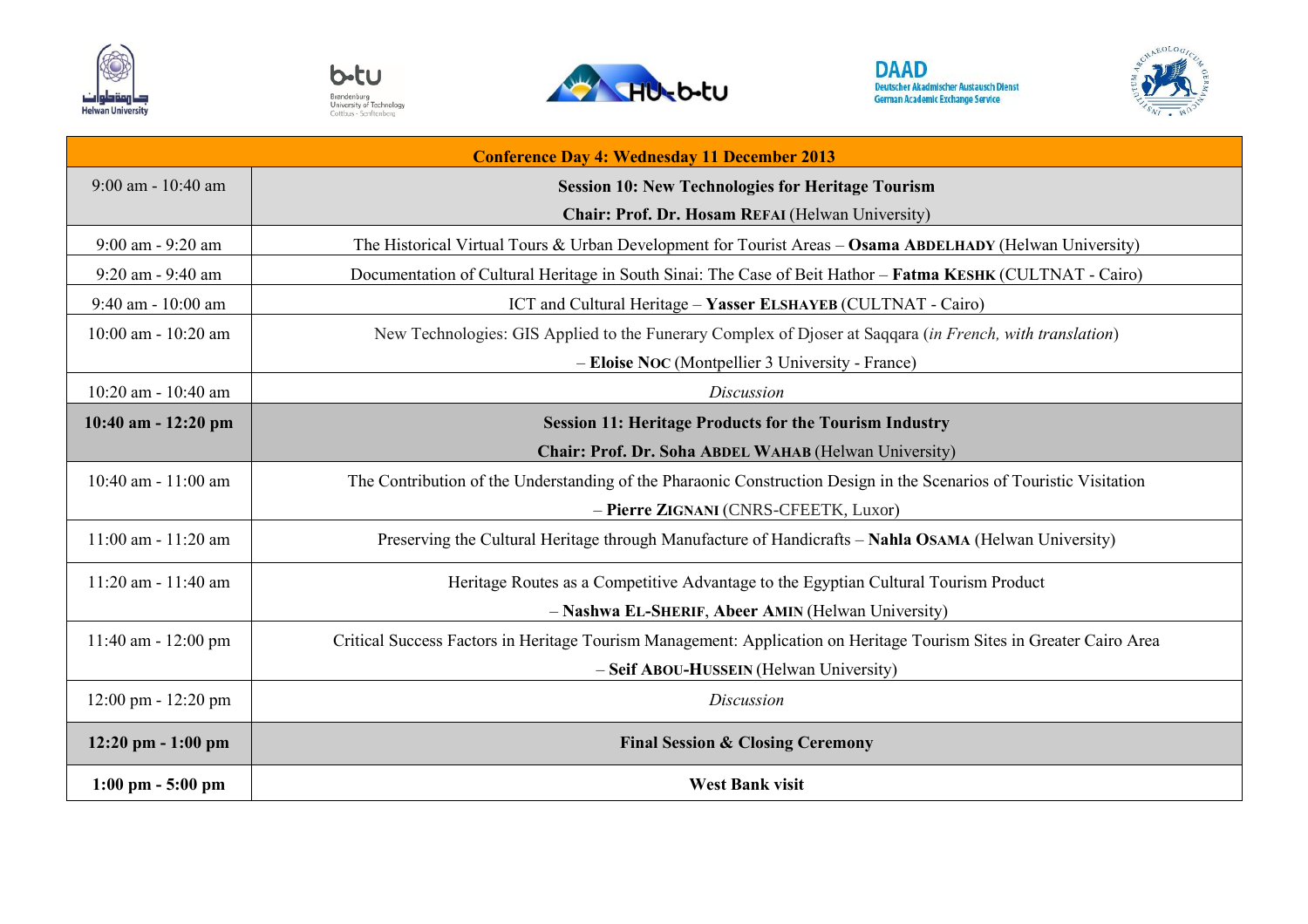| | |
|---|---|
| **Conference Day 4: Wednesday 11 December 2013** | |
| 9:00 am - 10:40 am | **Session 10: New Technologies for Heritage Tourism** **Chair: Prof. Dr. Hosam REFAI** (Helwan University) |
| 9:00 am - 9:20 am | The Historical Virtual Tours & Urban Development for Tourist Areas – **Osama ABDELHADY** (Helwan University) |
| 9:20 am - 9:40 am | Documentation of Cultural Heritage in South Sinai: The Case of Beit Hathor – **Fatma KESHK** (CULTNAT - Cairo) |
| 9:40 am - 10:00 am | ICT and Cultural Heritage – **Yasser ELSHAYEB** (CULTNAT - Cairo) |
| 10:00 am - 10:20 am | New Technologies: GIS Applied to the Funerary Complex of Djoser at Saqqara (*in French, with translation*) – **Eloise NOC** (Montpellier 3 University - France) |
| 10:20 am - 10:40 am | *Discussion* |
| **10:40 am - 12:20 pm** | **Session 11: Heritage Products for the Tourism Industry** **Chair: Prof. Dr. Soha ABDEL WAHAB** (Helwan University) |
| 10:40 am - 11:00 am | The Contribution of the Understanding of the Pharaonic Construction Design in the Scenarios of Touristic Visitation – **Pierre ZIGNANI** (CNRS-CFEETK, Luxor) |
| 11:00 am - 11:20 am | Preserving the Cultural Heritage through Manufacture of Handicrafts – **Nahla OSAMA** (Helwan University) |
| 11:20 am - 11:40 am | Heritage Routes as a Competitive Advantage to the Egyptian Cultural Tourism Product – **Nashwa EL-SHERIF**, **Abeer AMIN** (Helwan University) |
| 11:40 am - 12:00 pm | Critical Success Factors in Heritage Tourism Management: Application on Heritage Tourism Sites in Greater Cairo Area – **Seif ABOU-HUSSEIN** (Helwan University) |
| 12:00 pm - 12:20 pm | *Discussion* |
| **12:20 pm - 1:00 pm** | **Final Session & Closing Ceremony** |
| **1:00 pm - 5:00 pm** | **West Bank visit** |